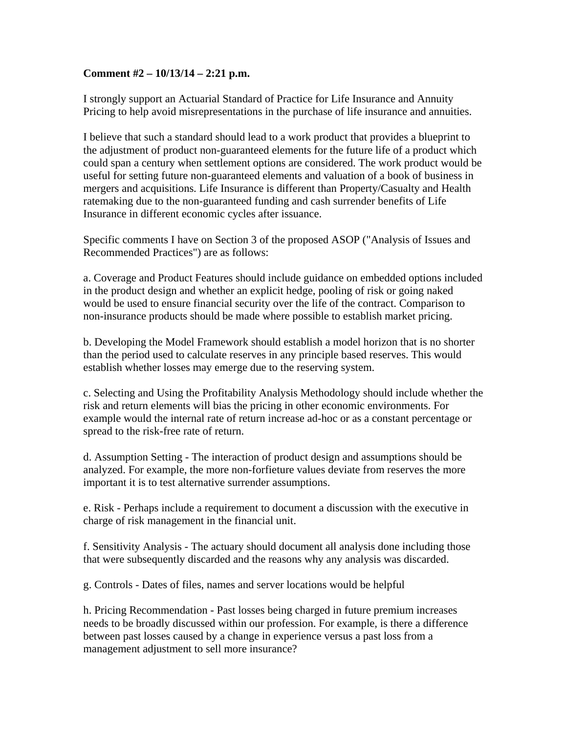**Comment #2 – 10/13/14 – 2:21 p.m.**

I strongly support an Actuarial Standard of Practice for Life Insurance and Annuity Pricing to help avoid misrepresentations in the purchase of life insurance and annuities.

I believe that such a standard should lead to a work product that provides a blueprint to the adjustment of product non-guaranteed elements for the future life of a product which could span a century when settlement options are considered. The work product would be useful for setting future non-guaranteed elements and valuation of a book of business in mergers and acquisitions. Life Insurance is different than Property/Casualty and Health ratemaking due to the non-guaranteed funding and cash surrender benefits of Life Insurance in different economic cycles after issuance.

Specific comments I have on Section 3 of the proposed ASOP ("Analysis of Issues and Recommended Practices") are as follows:

a. Coverage and Product Features should include guidance on embedded options included in the product design and whether an explicit hedge, pooling of risk or going naked would be used to ensure financial security over the life of the contract. Comparison to non-insurance products should be made where possible to establish market pricing.

b. Developing the Model Framework should establish a model horizon that is no shorter than the period used to calculate reserves in any principle based reserves. This would establish whether losses may emerge due to the reserving system.

c. Selecting and Using the Profitability Analysis Methodology should include whether the risk and return elements will bias the pricing in other economic environments. For example would the internal rate of return increase ad-hoc or as a constant percentage or spread to the risk-free rate of return.

d. Assumption Setting - The interaction of product design and assumptions should be analyzed. For example, the more non-forfieture values deviate from reserves the more important it is to test alternative surrender assumptions.

e. Risk - Perhaps include a requirement to document a discussion with the executive in charge of risk management in the financial unit.

f. Sensitivity Analysis - The actuary should document all analysis done including those that were subsequently discarded and the reasons why any analysis was discarded.

g. Controls - Dates of files, names and server locations would be helpful

h. Pricing Recommendation - Past losses being charged in future premium increases needs to be broadly discussed within our profession. For example, is there a difference between past losses caused by a change in experience versus a past loss from a management adjustment to sell more insurance?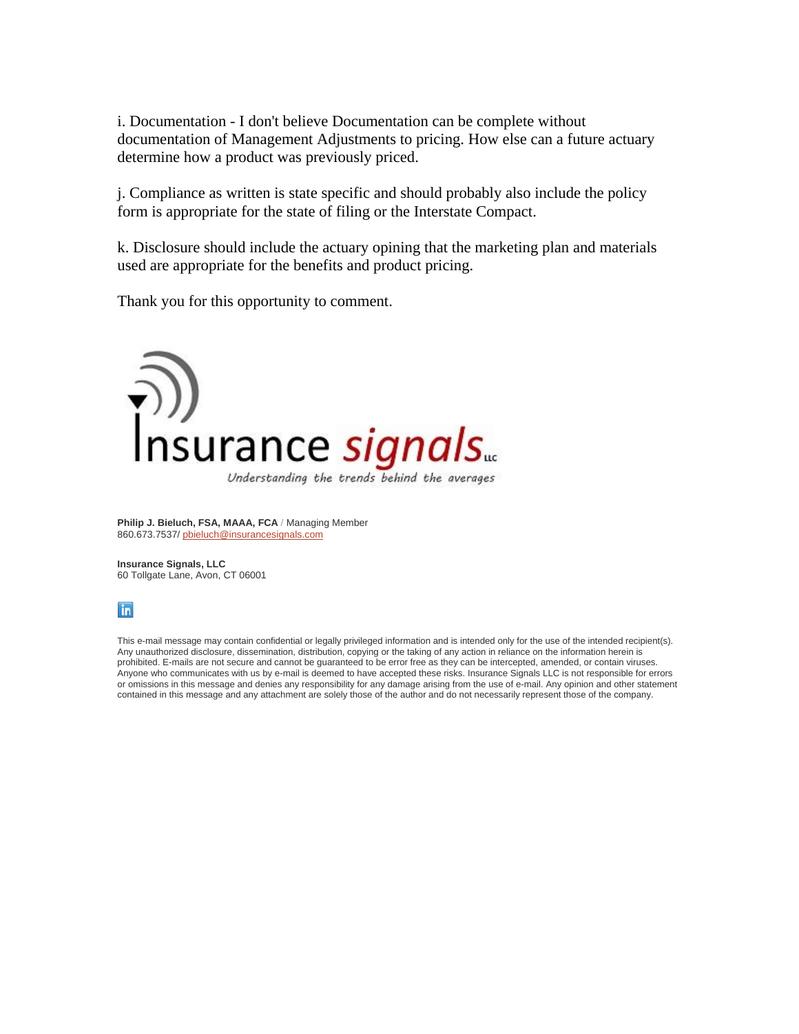i. Documentation - I don't believe Documentation can be complete without documentation of Management Adjustments to pricing. How else can a future actuary determine how a product was previously priced.

j. Compliance as written is state specific and should probably also include the policy form is appropriate for the state of filing or the Interstate Compact.

k. Disclosure should include the actuary opining that the marketing plan and materials used are appropriate for the benefits and product pricing.

Thank you for this opportunity to comment.

Insurance signals LLC

Understanding the trends behind the averages

**Philip J. Bieluch, FSA, MAAA, FCA** / Managing Member
860.673.7537/ pbieluch@insurancesignals.com

**Insurance Signals, LLC**
60 Tollgate Lane, Avon, CT 06001

This e-mail message may contain confidential or legally privileged information and is intended only for the use of the intended recipient(s). Any unauthorized disclosure, dissemination, distribution, copying or the taking of any action in reliance on the information herein is prohibited. E-mails are not secure and cannot be guaranteed to be error free as they can be intercepted, amended, or contain viruses. Anyone who communicates with us by e-mail is deemed to have accepted these risks. Insurance Signals LLC is not responsible for errors or omissions in this message and denies any responsibility for any damage arising from the use of e-mail. Any opinion and other statement contained in this message and any attachment are solely those of the author and do not necessarily represent those of the company.